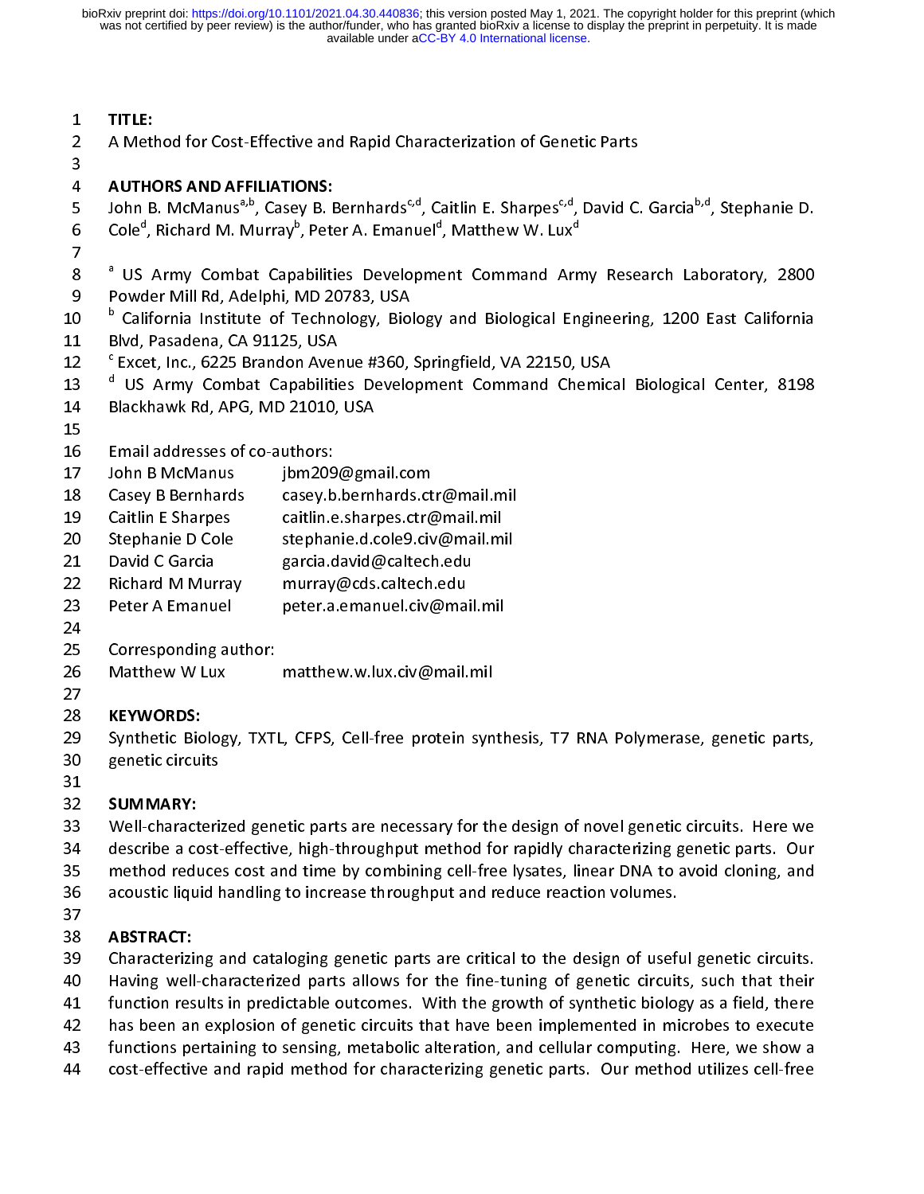**TITLE:**

A Method for Cost-Effective and Rapid Characterization of Genetic Parts

**AUTHORS AND AFFILIATIONS:**

John B. McManus[a,b], Casey B. Bernhards[c,d], Caitlin E. Sharpes[c,d], David C. Garcia[b,d], Stephanie D. Cole[d], Richard M. Murray[b], Peter A. Emanuel[d], Matthew W. Lux[d]

[a] US Army Combat Capabilities Development Command Army Research Laboratory, 2800 Powder Mill Rd, Adelphi, MD 20783, USA

[b] California Institute of Technology, Biology and Biological Engineering, 1200 East California Blvd, Pasadena, CA 91125, USA

[c] Excet, Inc., 6225 Brandon Avenue #360, Springfield, VA 22150, USA

[d] US Army Combat Capabilities Development Command Chemical Biological Center, 8198 Blackhawk Rd, APG, MD 21010, USA

Email addresses of co-authors:

| | |
|---|---|
| John B McManus | jbm209@gmail.com |
| Casey B Bernhards | casey.b.bernhards.ctr@mail.mil |
| Caitlin E Sharpes | caitlin.e.sharpes.ctr@mail.mil |
| Stephanie D Cole | stephanie.d.cole9.civ@mail.mil |
| David C Garcia | garcia.david@caltech.edu |
| Richard M Murray | murray@cds.caltech.edu |
| Peter A Emanuel | peter.a.emanuel.civ@mail.mil |

Corresponding author:

| | |
|---|---|
| Matthew W Lux | matthew.w.lux.civ@mail.mil |

**KEYWORDS:**

Synthetic Biology, TXTL, CFPS, Cell-free protein synthesis, T7 RNA Polymerase, genetic parts, genetic circuits

**SUMMARY:**

Well-characterized genetic parts are necessary for the design of novel genetic circuits. Here we describe a cost-effective, high-throughput method for rapidly characterizing genetic parts. Our method reduces cost and time by combining cell-free lysates, linear DNA to avoid cloning, and acoustic liquid handling to increase throughput and reduce reaction volumes.

**ABSTRACT:**

Characterizing and cataloging genetic parts are critical to the design of useful genetic circuits. Having well-characterized parts allows for the fine-tuning of genetic circuits, such that their function results in predictable outcomes. With the growth of synthetic biology as a field, there has been an explosion of genetic circuits that have been implemented in microbes to execute functions pertaining to sensing, metabolic alteration, and cellular computing. Here, we show a cost-effective and rapid method for characterizing genetic parts. Our method utilizes cell-free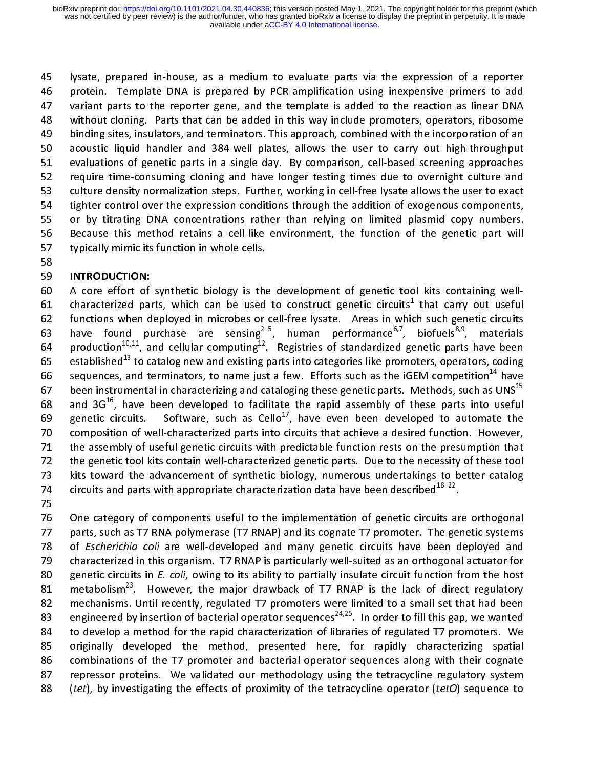lysate, prepared in-house, as a medium to evaluate parts via the expression of a reporter protein. Template DNA is prepared by PCR-amplification using inexpensive primers to add variant parts to the reporter gene, and the template is added to the reaction as linear DNA without cloning. Parts that can be added in this way include promoters, operators, ribosome binding sites, insulators, and terminators. This approach, combined with the incorporation of an acoustic liquid handler and 384-well plates, allows the user to carry out high-throughput evaluations of genetic parts in a single day. By comparison, cell-based screening approaches require time-consuming cloning and have longer testing times due to overnight culture and culture density normalization steps. Further, working in cell-free lysate allows the user to exact tighter control over the expression conditions through the addition of exogenous components, or by titrating DNA concentrations rather than relying on limited plasmid copy numbers. Because this method retains a cell-like environment, the function of the genetic part will typically mimic its function in whole cells.

## INTRODUCTION:

A core effort of synthetic biology is the development of genetic tool kits containing well-characterized parts, which can be used to construct genetic circuits[1] that carry out useful functions when deployed in microbes or cell-free lysate. Areas in which such genetic circuits have found purchase are sensing[2–5], human performance[6,7], biofuels[8,9], materials production[10,11], and cellular computing[12]. Registries of standardized genetic parts have been established[13] to catalog new and existing parts into categories like promoters, operators, coding sequences, and terminators, to name just a few. Efforts such as the iGEM competition[14] have been instrumental in characterizing and cataloging these genetic parts. Methods, such as UNS[15] and 3G[16], have been developed to facilitate the rapid assembly of these parts into useful genetic circuits. Software, such as Cello[17], have even been developed to automate the composition of well-characterized parts into circuits that achieve a desired function. However, the assembly of useful genetic circuits with predictable function rests on the presumption that the genetic tool kits contain well-characterized genetic parts. Due to the necessity of these tool kits toward the advancement of synthetic biology, numerous undertakings to better catalog circuits and parts with appropriate characterization data have been described[18–22].

One category of components useful to the implementation of genetic circuits are orthogonal parts, such as T7 RNA polymerase (T7 RNAP) and its cognate T7 promoter. The genetic systems of *Escherichia coli* are well-developed and many genetic circuits have been deployed and characterized in this organism. T7 RNAP is particularly well-suited as an orthogonal actuator for genetic circuits in *E. coli*, owing to its ability to partially insulate circuit function from the host metabolism[23]. However, the major drawback of T7 RNAP is the lack of direct regulatory mechanisms. Until recently, regulated T7 promoters were limited to a small set that had been engineered by insertion of bacterial operator sequences[24,25]. In order to fill this gap, we wanted to develop a method for the rapid characterization of libraries of regulated T7 promoters. We originally developed the method, presented here, for rapidly characterizing spatial combinations of the T7 promoter and bacterial operator sequences along with their cognate repressor proteins. We validated our methodology using the tetracycline regulatory system (*tet*), by investigating the effects of proximity of the tetracycline operator (*tetO*) sequence to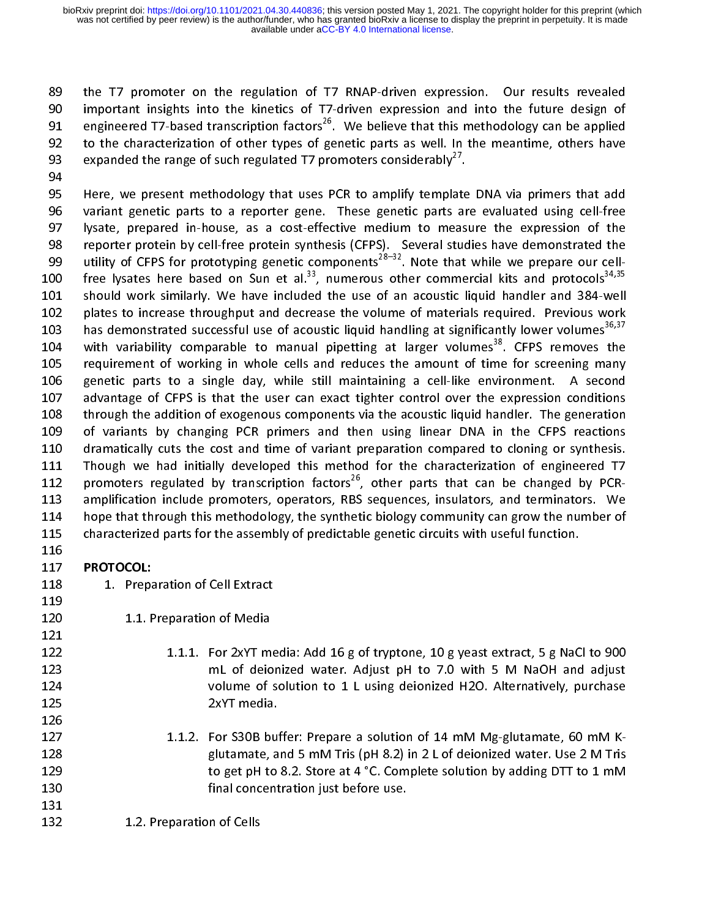the T7 promoter on the regulation of T7 RNAP-driven expression. Our results revealed important insights into the kinetics of T7-driven expression and into the future design of engineered T7-based transcription factors[26]. We believe that this methodology can be applied to the characterization of other types of genetic parts as well. In the meantime, others have expanded the range of such regulated T7 promoters considerably[27].

Here, we present methodology that uses PCR to amplify template DNA via primers that add variant genetic parts to a reporter gene. These genetic parts are evaluated using cell-free lysate, prepared in-house, as a cost-effective medium to measure the expression of the reporter protein by cell-free protein synthesis (CFPS). Several studies have demonstrated the utility of CFPS for prototyping genetic components[28–32]. Note that while we prepare our cell-free lysates here based on Sun et al.[33], numerous other commercial kits and protocols[34,35] should work similarly. We have included the use of an acoustic liquid handler and 384-well plates to increase throughput and decrease the volume of materials required. Previous work has demonstrated successful use of acoustic liquid handling at significantly lower volumes[36,37] with variability comparable to manual pipetting at larger volumes[38]. CFPS removes the requirement of working in whole cells and reduces the amount of time for screening many genetic parts to a single day, while still maintaining a cell-like environment. A second advantage of CFPS is that the user can exact tighter control over the expression conditions through the addition of exogenous components via the acoustic liquid handler. The generation of variants by changing PCR primers and then using linear DNA in the CFPS reactions dramatically cuts the cost and time of variant preparation compared to cloning or synthesis. Though we had initially developed this method for the characterization of engineered T7 promoters regulated by transcription factors[26], other parts that can be changed by PCR-amplification include promoters, operators, RBS sequences, insulators, and terminators. We hope that through this methodology, the synthetic biology community can grow the number of characterized parts for the assembly of predictable genetic circuits with useful function.

**PROTOCOL:**

1. Preparation of Cell Extract

   1.1. Preparation of Media

   1.1.1. For 2xYT media: Add 16 g of tryptone, 10 g yeast extract, 5 g NaCl to 900 mL of deionized water. Adjust pH to 7.0 with 5 M NaOH and adjust volume of solution to 1 L using deionized H2O. Alternatively, purchase 2xYT media.

   1.1.2. For S30B buffer: Prepare a solution of 14 mM Mg-glutamate, 60 mM K-glutamate, and 5 mM Tris (pH 8.2) in 2 L of deionized water. Use 2 M Tris to get pH to 8.2. Store at 4 °C. Complete solution by adding DTT to 1 mM final concentration just before use.

   1.2. Preparation of Cells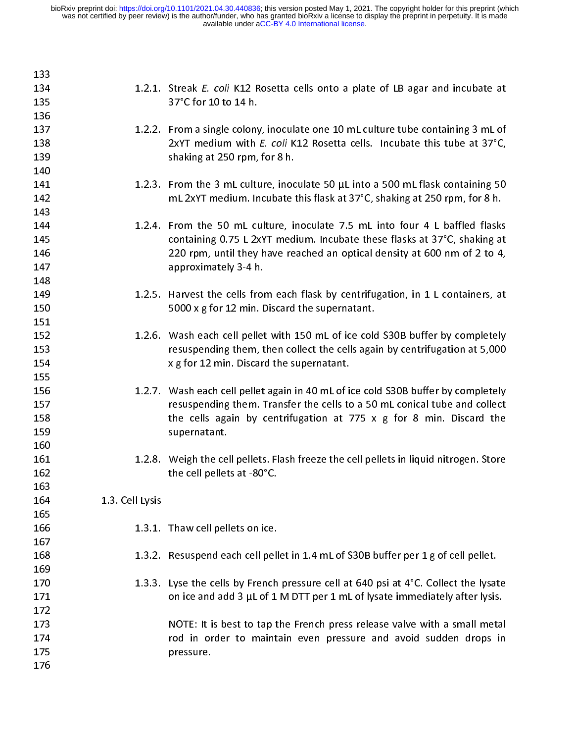1.2.1. Streak *E. coli* K12 Rosetta cells onto a plate of LB agar and incubate at 37°C for 10 to 14 h.

1.2.2. From a single colony, inoculate one 10 mL culture tube containing 3 mL of 2xYT medium with *E. coli* K12 Rosetta cells. Incubate this tube at 37°C, shaking at 250 rpm, for 8 h.

1.2.3. From the 3 mL culture, inoculate 50 µL into a 500 mL flask containing 50 mL 2xYT medium. Incubate this flask at 37°C, shaking at 250 rpm, for 8 h.

1.2.4. From the 50 mL culture, inoculate 7.5 mL into four 4 L baffled flasks containing 0.75 L 2xYT medium. Incubate these flasks at 37°C, shaking at 220 rpm, until they have reached an optical density at 600 nm of 2 to 4, approximately 3-4 h.

1.2.5. Harvest the cells from each flask by centrifugation, in 1 L containers, at 5000 x g for 12 min. Discard the supernatant.

1.2.6. Wash each cell pellet with 150 mL of ice cold S30B buffer by completely resuspending them, then collect the cells again by centrifugation at 5,000 x g for 12 min. Discard the supernatant.

1.2.7. Wash each cell pellet again in 40 mL of ice cold S30B buffer by completely resuspending them. Transfer the cells to a 50 mL conical tube and collect the cells again by centrifugation at 775 x g for 8 min. Discard the supernatant.

1.2.8. Weigh the cell pellets. Flash freeze the cell pellets in liquid nitrogen. Store the cell pellets at -80°C.

1.3. Cell Lysis

1.3.1. Thaw cell pellets on ice.

1.3.2. Resuspend each cell pellet in 1.4 mL of S30B buffer per 1 g of cell pellet.

1.3.3. Lyse the cells by French pressure cell at 640 psi at 4°C. Collect the lysate on ice and add 3 µL of 1 M DTT per 1 mL of lysate immediately after lysis.

NOTE: It is best to tap the French press release valve with a small metal rod in order to maintain even pressure and avoid sudden drops in pressure.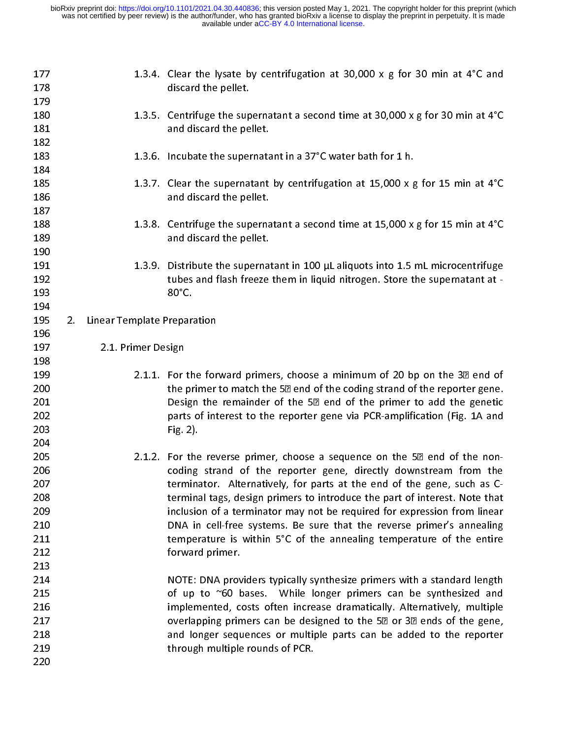1.3.4. Clear the lysate by centrifugation at 30,000 x g for 30 min at 4°C and discard the pellet.

1.3.5. Centrifuge the supernatant a second time at 30,000 x g for 30 min at 4°C and discard the pellet.

1.3.6. Incubate the supernatant in a 37°C water bath for 1 h.

1.3.7. Clear the supernatant by centrifugation at 15,000 x g for 15 min at 4°C and discard the pellet.

1.3.8. Centrifuge the supernatant a second time at 15,000 x g for 15 min at 4°C and discard the pellet.

1.3.9. Distribute the supernatant in 100 µL aliquots into 1.5 mL microcentrifuge tubes and flash freeze them in liquid nitrogen. Store the supernatant at -80°C.

## 2. Linear Template Preparation

### 2.1. Primer Design

2.1.1. For the forward primers, choose a minimum of 20 bp on the 3′ end of the primer to match the 5′ end of the coding strand of the reporter gene. Design the remainder of the 5′ end of the primer to add the genetic parts of interest to the reporter gene via PCR-amplification (Fig. 1A and Fig. 2).

2.1.2. For the reverse primer, choose a sequence on the 5′ end of the non-coding strand of the reporter gene, directly downstream from the terminator. Alternatively, for parts at the end of the gene, such as C-terminal tags, design primers to introduce the part of interest. Note that inclusion of a terminator may not be required for expression from linear DNA in cell-free systems. Be sure that the reverse primer's annealing temperature is within 5°C of the annealing temperature of the entire forward primer.

NOTE: DNA providers typically synthesize primers with a standard length of up to ~60 bases. While longer primers can be synthesized and implemented, costs often increase dramatically. Alternatively, multiple overlapping primers can be designed to the 5′ or 3′ ends of the gene, and longer sequences or multiple parts can be added to the reporter through multiple rounds of PCR.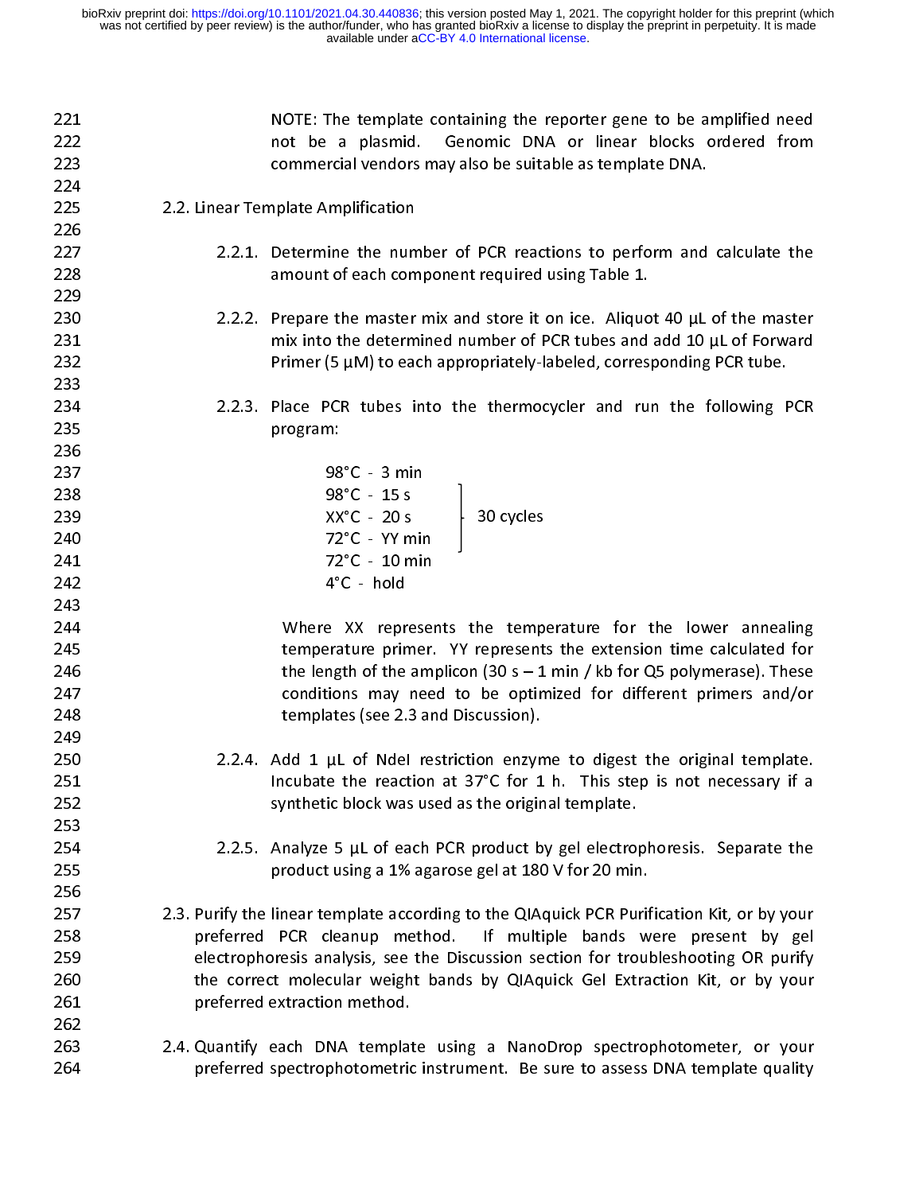NOTE: The template containing the reporter gene to be amplified need not be a plasmid. Genomic DNA or linear blocks ordered from commercial vendors may also be suitable as template DNA.

2.2. Linear Template Amplification

2.2.1. Determine the number of PCR reactions to perform and calculate the amount of each component required using Table 1.

2.2.2. Prepare the master mix and store it on ice. Aliquot 40 µL of the master mix into the determined number of PCR tubes and add 10 µL of Forward Primer (5 µM) to each appropriately-labeled, corresponding PCR tube.

2.2.3. Place PCR tubes into the thermocycler and run the following PCR program:

98°C - 3 min
98°C - 15 s (30 cycles)
XX°C - 20 s (30 cycles)
72°C - YY min (30 cycles)
72°C - 10 min
4°C - hold

Where XX represents the temperature for the lower annealing temperature primer. YY represents the extension time calculated for the length of the amplicon (30 s – 1 min / kb for Q5 polymerase). These conditions may need to be optimized for different primers and/or templates (see 2.3 and Discussion).

2.2.4. Add 1 µL of NdeI restriction enzyme to digest the original template. Incubate the reaction at 37°C for 1 h. This step is not necessary if a synthetic block was used as the original template.

2.2.5. Analyze 5 µL of each PCR product by gel electrophoresis. Separate the product using a 1% agarose gel at 180 V for 20 min.

2.3. Purify the linear template according to the QIAquick PCR Purification Kit, or by your preferred PCR cleanup method. If multiple bands were present by gel electrophoresis analysis, see the Discussion section for troubleshooting OR purify the correct molecular weight bands by QIAquick Gel Extraction Kit, or by your preferred extraction method.

2.4. Quantify each DNA template using a NanoDrop spectrophotometer, or your preferred spectrophotometric instrument. Be sure to assess DNA template quality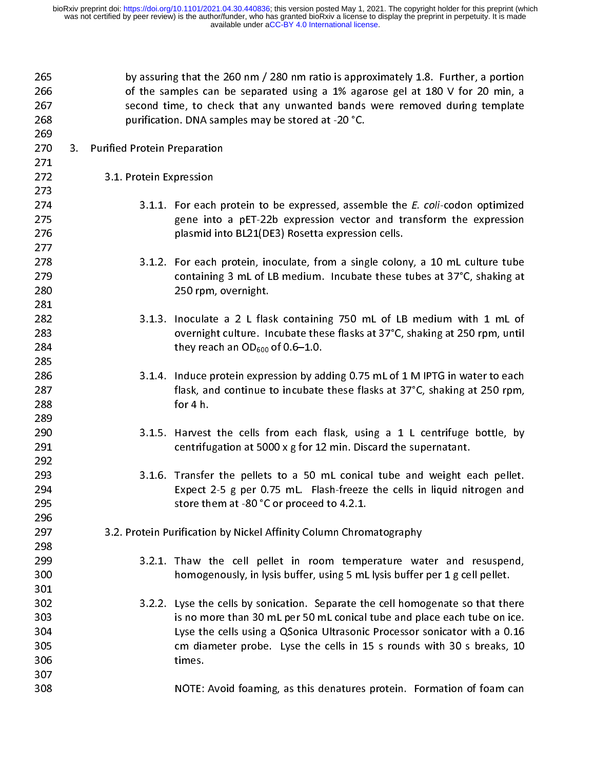by assuring that the 260 nm / 280 nm ratio is approximately 1.8. Further, a portion of the samples can be separated using a 1% agarose gel at 180 V for 20 min, a second time, to check that any unwanted bands were removed during template purification. DNA samples may be stored at -20 °C.

## 3. Purified Protein Preparation

### 3.1. Protein Expression

3.1.1. For each protein to be expressed, assemble the *E. coli*-codon optimized gene into a pET-22b expression vector and transform the expression plasmid into BL21(DE3) Rosetta expression cells.

3.1.2. For each protein, inoculate, from a single colony, a 10 mL culture tube containing 3 mL of LB medium. Incubate these tubes at 37°C, shaking at 250 rpm, overnight.

3.1.3. Inoculate a 2 L flask containing 750 mL of LB medium with 1 mL of overnight culture. Incubate these flasks at 37°C, shaking at 250 rpm, until they reach an $OD_{600}$ of 0.6–1.0.

3.1.4. Induce protein expression by adding 0.75 mL of 1 M IPTG in water to each flask, and continue to incubate these flasks at 37°C, shaking at 250 rpm, for 4 h.

3.1.5. Harvest the cells from each flask, using a 1 L centrifuge bottle, by centrifugation at 5000 x g for 12 min. Discard the supernatant.

3.1.6. Transfer the pellets to a 50 mL conical tube and weight each pellet. Expect 2-5 g per 0.75 mL. Flash-freeze the cells in liquid nitrogen and store them at -80 °C or proceed to 4.2.1.

### 3.2. Protein Purification by Nickel Affinity Column Chromatography

3.2.1. Thaw the cell pellet in room temperature water and resuspend, homogenously, in lysis buffer, using 5 mL lysis buffer per 1 g cell pellet.

3.2.2. Lyse the cells by sonication. Separate the cell homogenate so that there is no more than 30 mL per 50 mL conical tube and place each tube on ice. Lyse the cells using a QSonica Ultrasonic Processor sonicator with a 0.16 cm diameter probe. Lyse the cells in 15 s rounds with 30 s breaks, 10 times.

NOTE: Avoid foaming, as this denatures protein. Formation of foam can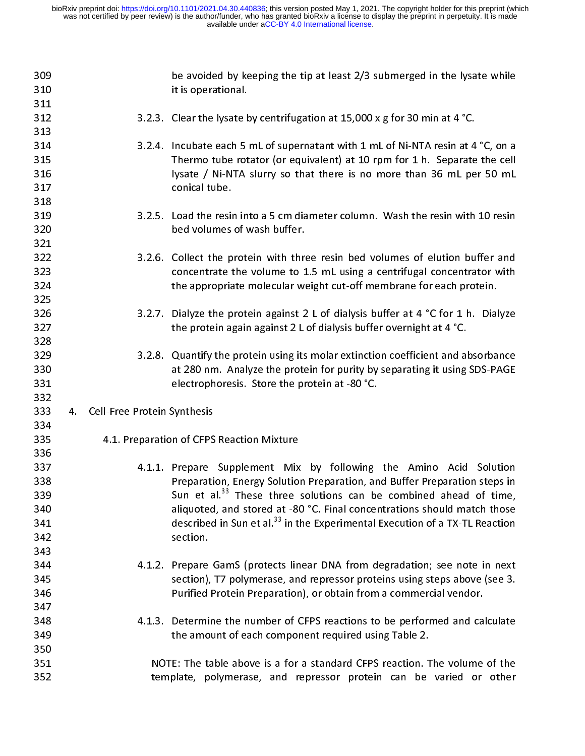be avoided by keeping the tip at least 2/3 submerged in the lysate while it is operational.

3.2.3. Clear the lysate by centrifugation at 15,000 x g for 30 min at 4 °C.

3.2.4. Incubate each 5 mL of supernatant with 1 mL of Ni-NTA resin at 4 °C, on a Thermo tube rotator (or equivalent) at 10 rpm for 1 h. Separate the cell lysate / Ni-NTA slurry so that there is no more than 36 mL per 50 mL conical tube.

3.2.5. Load the resin into a 5 cm diameter column. Wash the resin with 10 resin bed volumes of wash buffer.

3.2.6. Collect the protein with three resin bed volumes of elution buffer and concentrate the volume to 1.5 mL using a centrifugal concentrator with the appropriate molecular weight cut-off membrane for each protein.

3.2.7. Dialyze the protein against 2 L of dialysis buffer at 4 °C for 1 h. Dialyze the protein again against 2 L of dialysis buffer overnight at 4 °C.

3.2.8. Quantify the protein using its molar extinction coefficient and absorbance at 280 nm. Analyze the protein for purity by separating it using SDS-PAGE electrophoresis. Store the protein at -80 °C.

## 4. Cell-Free Protein Synthesis

### 4.1. Preparation of CFPS Reaction Mixture

4.1.1. Prepare Supplement Mix by following the Amino Acid Solution Preparation, Energy Solution Preparation, and Buffer Preparation steps in Sun et al.[33] These three solutions can be combined ahead of time, aliquoted, and stored at -80 °C. Final concentrations should match those described in Sun et al.[33] in the Experimental Execution of a TX-TL Reaction section.

4.1.2. Prepare GamS (protects linear DNA from degradation; see note in next section), T7 polymerase, and repressor proteins using steps above (see 3. Purified Protein Preparation), or obtain from a commercial vendor.

4.1.3. Determine the number of CFPS reactions to be performed and calculate the amount of each component required using Table 2.

NOTE: The table above is a for a standard CFPS reaction. The volume of the template, polymerase, and repressor protein can be varied or other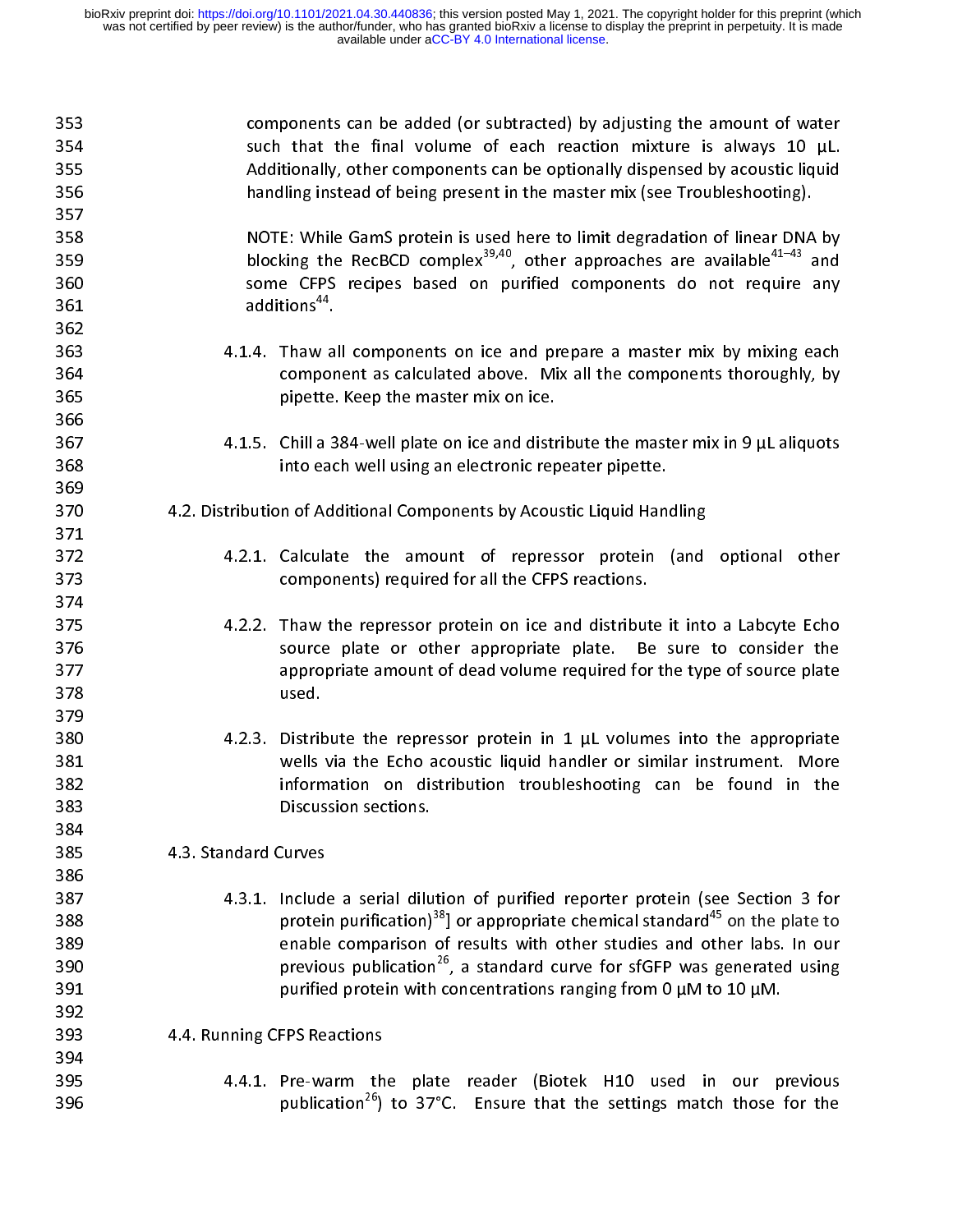components can be added (or subtracted) by adjusting the amount of water such that the final volume of each reaction mixture is always 10 µL. Additionally, other components can be optionally dispensed by acoustic liquid handling instead of being present in the master mix (see Troubleshooting).

NOTE: While GamS protein is used here to limit degradation of linear DNA by blocking the RecBCD complex[39,40], other approaches are available[41–43] and some CFPS recipes based on purified components do not require any additions[44].

4.1.4. Thaw all components on ice and prepare a master mix by mixing each component as calculated above. Mix all the components thoroughly, by pipette. Keep the master mix on ice.

4.1.5. Chill a 384-well plate on ice and distribute the master mix in 9 µL aliquots into each well using an electronic repeater pipette.

### 4.2. Distribution of Additional Components by Acoustic Liquid Handling

4.2.1. Calculate the amount of repressor protein (and optional other components) required for all the CFPS reactions.

4.2.2. Thaw the repressor protein on ice and distribute it into a Labcyte Echo source plate or other appropriate plate. Be sure to consider the appropriate amount of dead volume required for the type of source plate used.

4.2.3. Distribute the repressor protein in 1 µL volumes into the appropriate wells via the Echo acoustic liquid handler or similar instrument. More information on distribution troubleshooting can be found in the Discussion sections.

### 4.3. Standard Curves

4.3.1. Include a serial dilution of purified reporter protein (see Section 3 for protein purification)[38]] or appropriate chemical standard[45] on the plate to enable comparison of results with other studies and other labs. In our previous publication[26], a standard curve for sfGFP was generated using purified protein with concentrations ranging from 0 µM to 10 µM.

### 4.4. Running CFPS Reactions

4.4.1. Pre-warm the plate reader (Biotek H10 used in our previous publication[26]) to 37°C. Ensure that the settings match those for the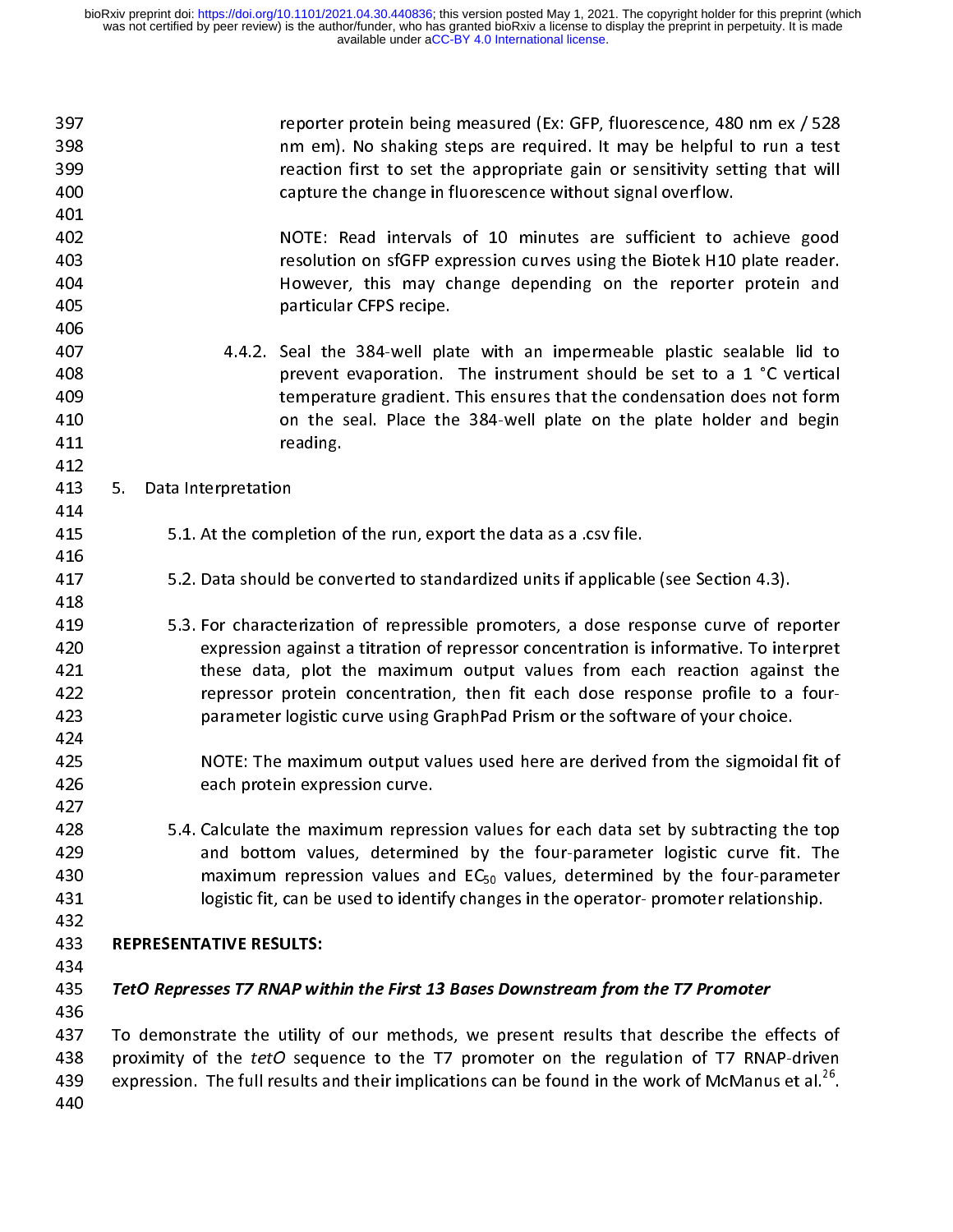reporter protein being measured (Ex: GFP, fluorescence, 480 nm ex / 528 nm em). No shaking steps are required. It may be helpful to run a test reaction first to set the appropriate gain or sensitivity setting that will capture the change in fluorescence without signal overflow.

NOTE: Read intervals of 10 minutes are sufficient to achieve good resolution on sfGFP expression curves using the Biotek H10 plate reader. However, this may change depending on the reporter protein and particular CFPS recipe.

4.4.2. Seal the 384-well plate with an impermeable plastic sealable lid to prevent evaporation. The instrument should be set to a 1 °C vertical temperature gradient. This ensures that the condensation does not form on the seal. Place the 384-well plate on the plate holder and begin reading.

5. Data Interpretation

5.1. At the completion of the run, export the data as a .csv file.

5.2. Data should be converted to standardized units if applicable (see Section 4.3).

5.3. For characterization of repressible promoters, a dose response curve of reporter expression against a titration of repressor concentration is informative. To interpret these data, plot the maximum output values from each reaction against the repressor protein concentration, then fit each dose response profile to a four-parameter logistic curve using GraphPad Prism or the software of your choice.

NOTE: The maximum output values used here are derived from the sigmoidal fit of each protein expression curve.

5.4. Calculate the maximum repression values for each data set by subtracting the top and bottom values, determined by the four-parameter logistic curve fit. The maximum repression values and $EC_{50}$ values, determined by the four-parameter logistic fit, can be used to identify changes in the operator- promoter relationship.

**REPRESENTATIVE RESULTS:**

***TetO Represses T7 RNAP within the First 13 Bases Downstream from the T7 Promoter***

To demonstrate the utility of our methods, we present results that describe the effects of proximity of the *tetO* sequence to the T7 promoter on the regulation of T7 RNAP-driven expression. The full results and their implications can be found in the work of McManus et al.[26].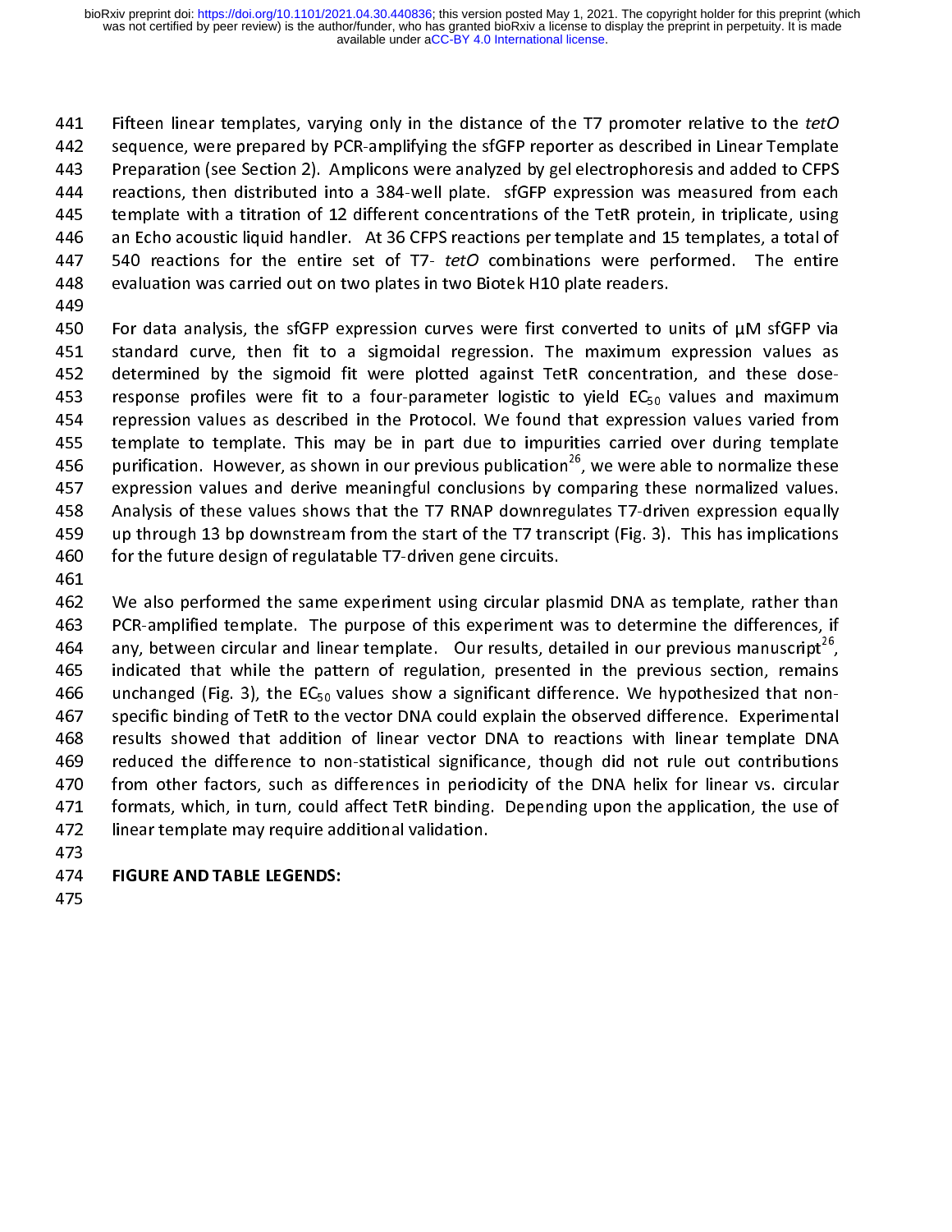Fifteen linear templates, varying only in the distance of the T7 promoter relative to the *tetO* sequence, were prepared by PCR-amplifying the sfGFP reporter as described in Linear Template Preparation (see Section 2). Amplicons were analyzed by gel electrophoresis and added to CFPS reactions, then distributed into a 384-well plate. sfGFP expression was measured from each template with a titration of 12 different concentrations of the TetR protein, in triplicate, using an Echo acoustic liquid handler. At 36 CFPS reactions per template and 15 templates, a total of 540 reactions for the entire set of T7- *tetO* combinations were performed. The entire evaluation was carried out on two plates in two Biotek H10 plate readers.

For data analysis, the sfGFP expression curves were first converted to units of µM sfGFP via standard curve, then fit to a sigmoidal regression. The maximum expression values as determined by the sigmoid fit were plotted against TetR concentration, and these dose-response profiles were fit to a four-parameter logistic to yield $EC_{50}$ values and maximum repression values as described in the Protocol. We found that expression values varied from template to template. This may be in part due to impurities carried over during template purification. However, as shown in our previous publication[26], we were able to normalize these expression values and derive meaningful conclusions by comparing these normalized values. Analysis of these values shows that the T7 RNAP downregulates T7-driven expression equally up through 13 bp downstream from the start of the T7 transcript (Fig. 3). This has implications for the future design of regulatable T7-driven gene circuits.

We also performed the same experiment using circular plasmid DNA as template, rather than PCR-amplified template. The purpose of this experiment was to determine the differences, if any, between circular and linear template. Our results, detailed in our previous manuscript[26], indicated that while the pattern of regulation, presented in the previous section, remains unchanged (Fig. 3), the $EC_{50}$ values show a significant difference. We hypothesized that non-specific binding of TetR to the vector DNA could explain the observed difference. Experimental results showed that addition of linear vector DNA to reactions with linear template DNA reduced the difference to non-statistical significance, though did not rule out contributions from other factors, such as differences in periodicity of the DNA helix for linear vs. circular formats, which, in turn, could affect TetR binding. Depending upon the application, the use of linear template may require additional validation.

**FIGURE AND TABLE LEGENDS:**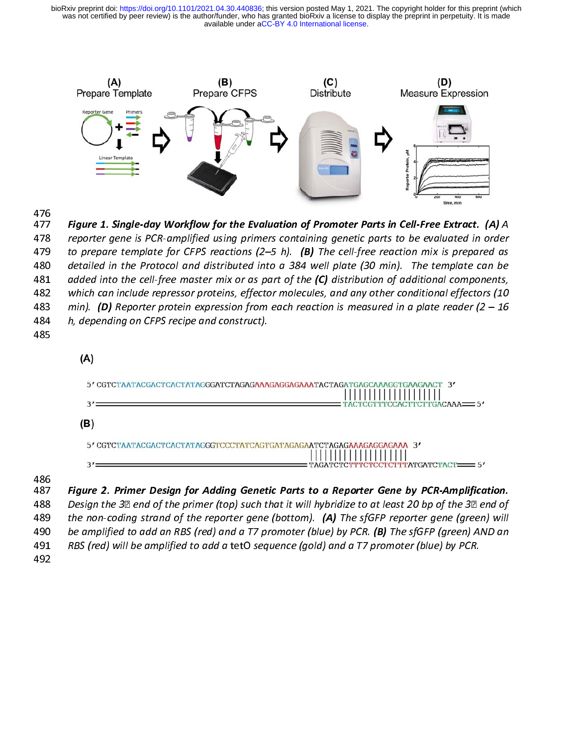(A) Prepare Template

Reporter Gene

Primers

Linear Template

(B) Prepare CFPS

(C) Distribute

(D) Measure Expression

Reporter Protein, µM

time, min

***Figure 1. Single-day Workflow for the Evaluation of Promoter Parts in Cell-Free Extract. (A)** A reporter gene is PCR-amplified using primers containing genetic parts to be evaluated in order to prepare template for CFPS reactions (2–5 h). **(B)** The cell-free reaction mix is prepared as detailed in the Protocol and distributed into a 384 well plate (30 min). The template can be added into the cell-free master mix or as part of the **(C)** distribution of additional components, which can include repressor proteins, effector molecules, and any other conditional effectors (10 min). **(D)** Reporter protein expression from each reaction is measured in a plate reader (2 – 16 h, depending on CFPS recipe and construct).*

(A)

5′ CGTCTAATACGACTCACTATAGGGATCTAGAGAAAGAGGAGAAATACTAGATGAGCAAAGGTGAAGAACT 3′

3′ TACTCGTTTCCACTTCTTGACAAA 5′

(B)

5′ CGTCTAATACGACTCACTATAGGTCCCTATCAGTGATAGAGAATCTAGAGAAAGAGGAGAAA 3′

3′ TAGATCTCTTTCTCCTCTTTATGATCTACT 5′

***Figure 2. Primer Design for Adding Genetic Parts to a Reporter Gene by PCR-Amplification.** Design the 3′ end of the primer (top) such that it will hybridize to at least 20 bp of the 3′ end of the non-coding strand of the reporter gene (bottom). **(A)** The sfGFP reporter gene (green) will be amplified to add an RBS (red) and a T7 promoter (blue) by PCR. **(B)** The sfGFP (green) AND an RBS (red) will be amplified to add a tetO sequence (gold) and a T7 promoter (blue) by PCR.*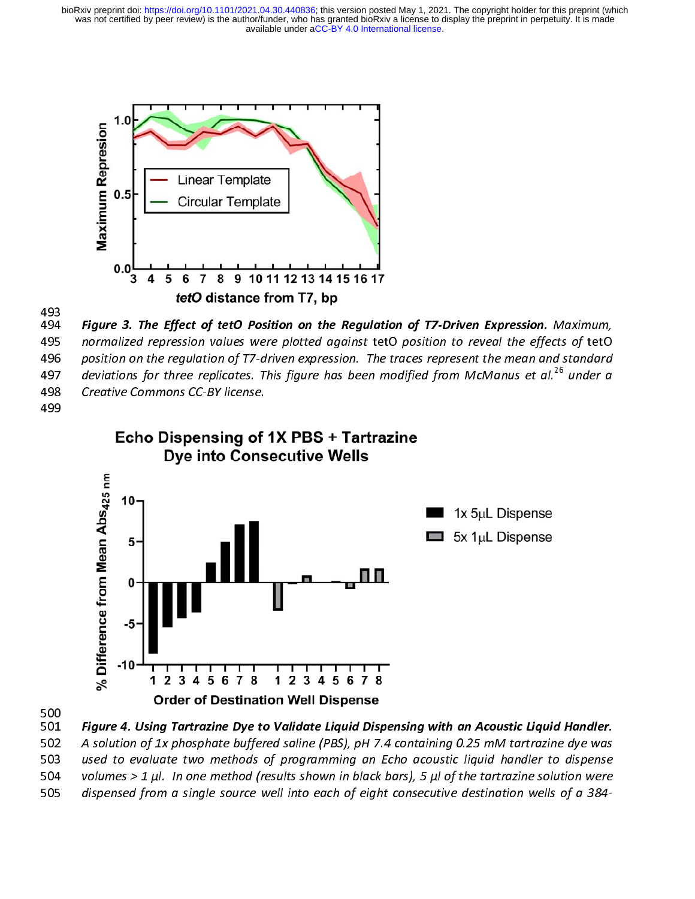Maximum Repression

1.0

0.5

0.0

3 4 5 6 7 8 9 10 11 12 13 14 15 16 17

Linear Template

Circular Template

*tetO* distance from T7, bp

***Figure 3. The Effect of tetO Position on the Regulation of T7-Driven Expression.*** *Maximum, normalized repression values were plotted against* tetO *position to reveal the effects of* tetO *position on the regulation of T7-driven expression. The traces represent the mean and standard deviations for three replicates. This figure has been modified from McManus et al.*[26] *under a Creative Commons CC-BY license.*

Echo Dispensing of 1X PBS + Tartrazine Dye into Consecutive Wells

% Difference from Mean $Abs_{425\ nm}$

10

5

0

-5

-10

1 2 3 4 5 6 7 8 1 2 3 4 5 6 7 8

Order of Destination Well Dispense

1x 5µL Dispense

5x 1µL Dispense

***Figure 4. Using Tartrazine Dye to Validate Liquid Dispensing with an Acoustic Liquid Handler.*** *A solution of 1x phosphate buffered saline (PBS), pH 7.4 containing 0.25 mM tartrazine dye was used to evaluate two methods of programming an Echo acoustic liquid handler to dispense volumes > 1 µl. In one method (results shown in black bars), 5 µl of the tartrazine solution were dispensed from a single source well into each of eight consecutive destination wells of a 384-*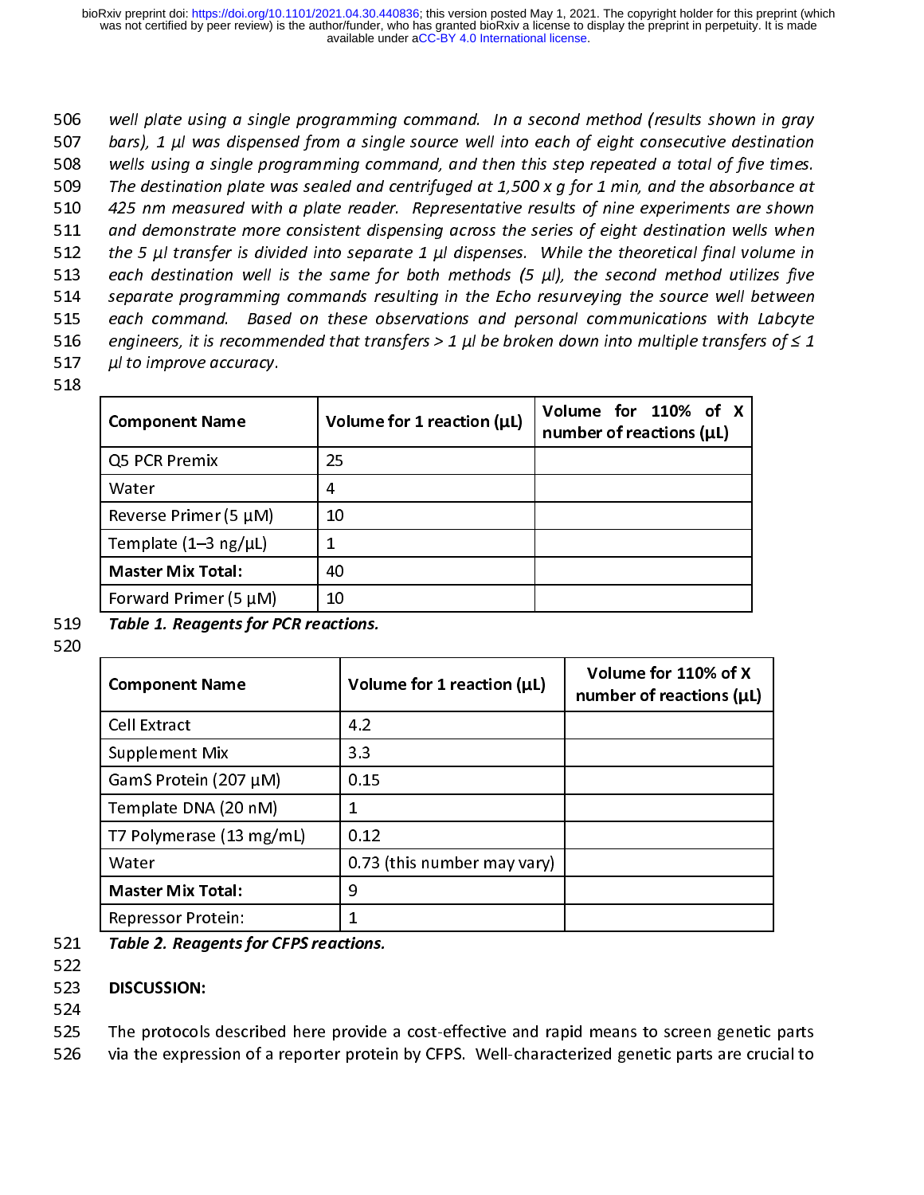*well plate using a single programming command. In a second method (results shown in gray bars), 1 µl was dispensed from a single source well into each of eight consecutive destination wells using a single programming command, and then this step repeated a total of five times. The destination plate was sealed and centrifuged at 1,500 x g for 1 min, and the absorbance at 425 nm measured with a plate reader. Representative results of nine experiments are shown and demonstrate more consistent dispensing across the series of eight destination wells when the 5 µl transfer is divided into separate 1 µl dispenses. While the theoretical final volume in each destination well is the same for both methods (5 µl), the second method utilizes five separate programming commands resulting in the Echo resurveying the source well between each command. Based on these observations and personal communications with Labcyte engineers, it is recommended that transfers > 1 µl be broken down into multiple transfers of ≤ 1 µl to improve accuracy.*

| Component Name | Volume for 1 reaction (µL) | Volume for 110% of X number of reactions (µL) |
|---|---|---|
| Q5 PCR Premix | 25 | |
| Water | 4 | |
| Reverse Primer (5 µM) | 10 | |
| Template (1–3 ng/µL) | 1 | |
| **Master Mix Total:** | 40 | |
| Forward Primer (5 µM) | 10 | |

***Table 1. Reagents for PCR reactions.***

| Component Name | Volume for 1 reaction (µL) | Volume for 110% of X number of reactions (µL) |
|---|---|---|
| Cell Extract | 4.2 | |
| Supplement Mix | 3.3 | |
| GamS Protein (207 µM) | 0.15 | |
| Template DNA (20 nM) | 1 | |
| T7 Polymerase (13 mg/mL) | 0.12 | |
| Water | 0.73 (this number may vary) | |
| **Master Mix Total:** | 9 | |
| Repressor Protein: | 1 | |

***Table 2. Reagents for CFPS reactions.***

**DISCUSSION:**

The protocols described here provide a cost-effective and rapid means to screen genetic parts via the expression of a reporter protein by CFPS. Well-characterized genetic parts are crucial to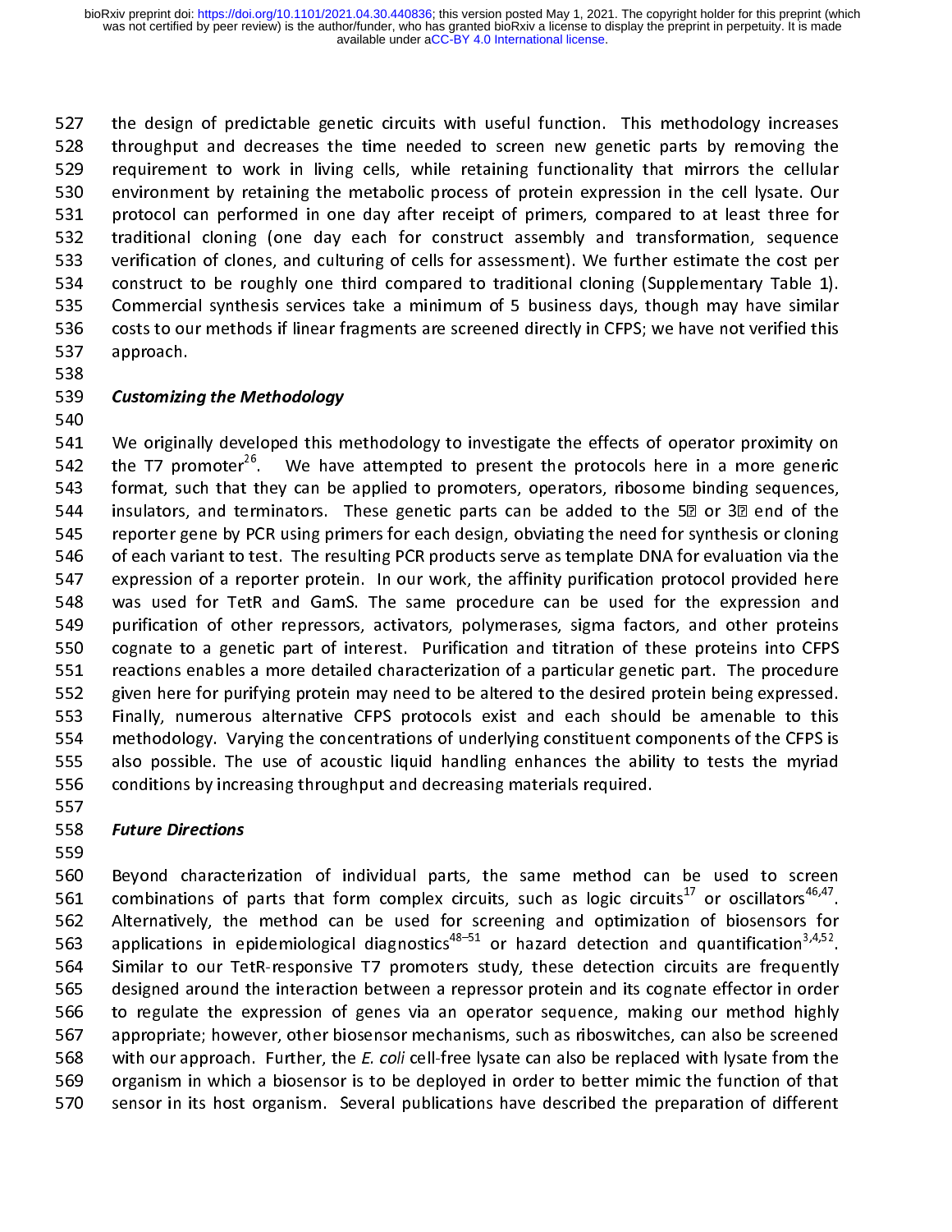the design of predictable genetic circuits with useful function. This methodology increases throughput and decreases the time needed to screen new genetic parts by removing the requirement to work in living cells, while retaining functionality that mirrors the cellular environment by retaining the metabolic process of protein expression in the cell lysate. Our protocol can performed in one day after receipt of primers, compared to at least three for traditional cloning (one day each for construct assembly and transformation, sequence verification of clones, and culturing of cells for assessment). We further estimate the cost per construct to be roughly one third compared to traditional cloning (Supplementary Table 1). Commercial synthesis services take a minimum of 5 business days, though may have similar costs to our methods if linear fragments are screened directly in CFPS; we have not verified this approach.

### *Customizing the Methodology*

We originally developed this methodology to investigate the effects of operator proximity on the T7 promoter[26]. We have attempted to present the protocols here in a more generic format, such that they can be applied to promoters, operators, ribosome binding sequences, insulators, and terminators. These genetic parts can be added to the 5′ or 3′ end of the reporter gene by PCR using primers for each design, obviating the need for synthesis or cloning of each variant to test. The resulting PCR products serve as template DNA for evaluation via the expression of a reporter protein. In our work, the affinity purification protocol provided here was used for TetR and GamS. The same procedure can be used for the expression and purification of other repressors, activators, polymerases, sigma factors, and other proteins cognate to a genetic part of interest. Purification and titration of these proteins into CFPS reactions enables a more detailed characterization of a particular genetic part. The procedure given here for purifying protein may need to be altered to the desired protein being expressed. Finally, numerous alternative CFPS protocols exist and each should be amenable to this methodology. Varying the concentrations of underlying constituent components of the CFPS is also possible. The use of acoustic liquid handling enhances the ability to tests the myriad conditions by increasing throughput and decreasing materials required.

### *Future Directions*

Beyond characterization of individual parts, the same method can be used to screen combinations of parts that form complex circuits, such as logic circuits[17] or oscillators[46,47]. Alternatively, the method can be used for screening and optimization of biosensors for applications in epidemiological diagnostics[48–51] or hazard detection and quantification[3,4,52]. Similar to our TetR-responsive T7 promoters study, these detection circuits are frequently designed around the interaction between a repressor protein and its cognate effector in order to regulate the expression of genes via an operator sequence, making our method highly appropriate; however, other biosensor mechanisms, such as riboswitches, can also be screened with our approach. Further, the *E. coli* cell-free lysate can also be replaced with lysate from the organism in which a biosensor is to be deployed in order to better mimic the function of that sensor in its host organism. Several publications have described the preparation of different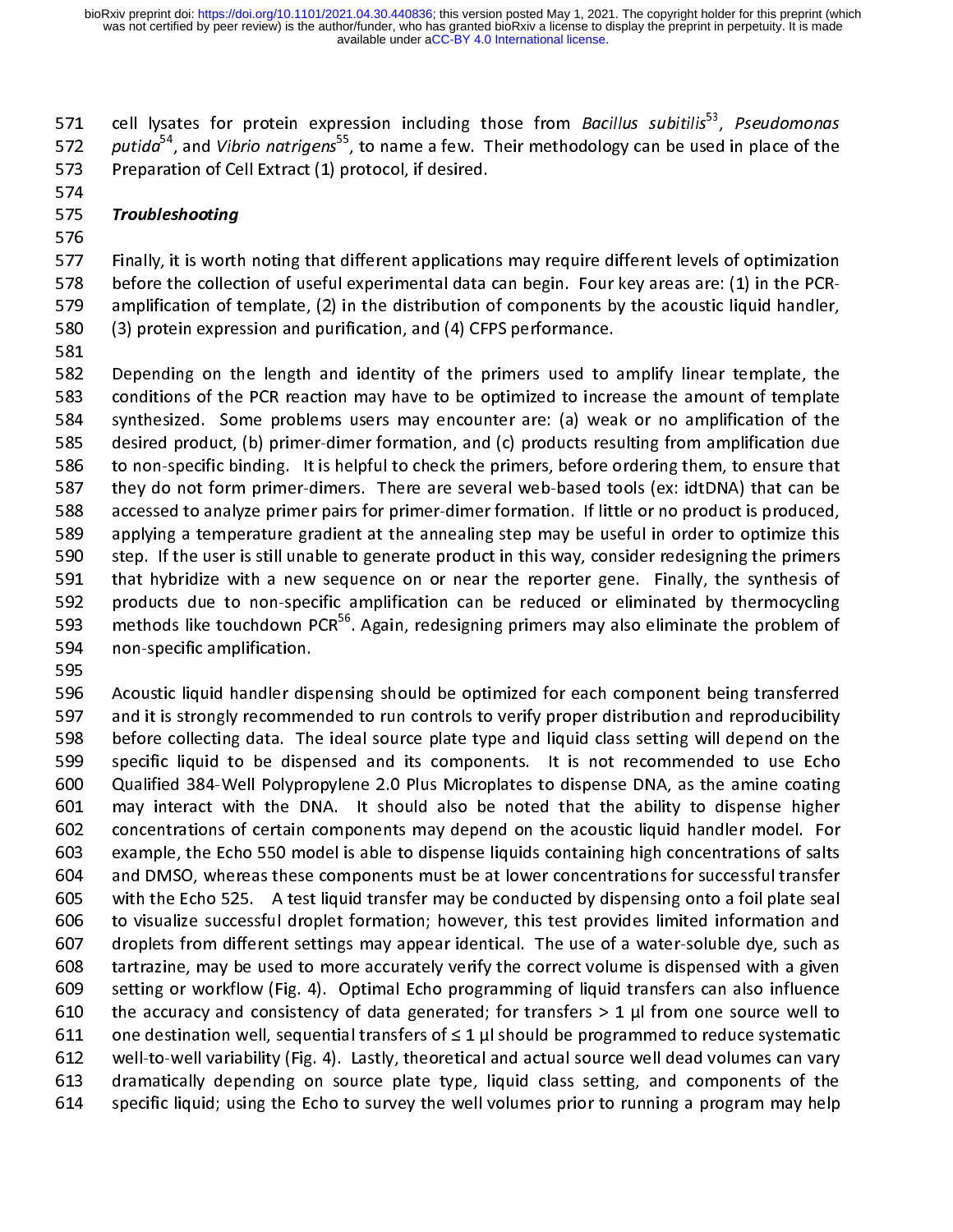cell lysates for protein expression including those from *Bacillus subitilis*[53], *Pseudomonas putida*[54], and *Vibrio natrigens*[55], to name a few. Their methodology can be used in place of the Preparation of Cell Extract (1) protocol, if desired.

***Troubleshooting***

Finally, it is worth noting that different applications may require different levels of optimization before the collection of useful experimental data can begin. Four key areas are: (1) in the PCR-amplification of template, (2) in the distribution of components by the acoustic liquid handler, (3) protein expression and purification, and (4) CFPS performance.

Depending on the length and identity of the primers used to amplify linear template, the conditions of the PCR reaction may have to be optimized to increase the amount of template synthesized. Some problems users may encounter are: (a) weak or no amplification of the desired product, (b) primer-dimer formation, and (c) products resulting from amplification due to non-specific binding. It is helpful to check the primers, before ordering them, to ensure that they do not form primer-dimers. There are several web-based tools (ex: idtDNA) that can be accessed to analyze primer pairs for primer-dimer formation. If little or no product is produced, applying a temperature gradient at the annealing step may be useful in order to optimize this step. If the user is still unable to generate product in this way, consider redesigning the primers that hybridize with a new sequence on or near the reporter gene. Finally, the synthesis of products due to non-specific amplification can be reduced or eliminated by thermocycling methods like touchdown PCR[56]. Again, redesigning primers may also eliminate the problem of non-specific amplification.

Acoustic liquid handler dispensing should be optimized for each component being transferred and it is strongly recommended to run controls to verify proper distribution and reproducibility before collecting data. The ideal source plate type and liquid class setting will depend on the specific liquid to be dispensed and its components. It is not recommended to use Echo Qualified 384-Well Polypropylene 2.0 Plus Microplates to dispense DNA, as the amine coating may interact with the DNA. It should also be noted that the ability to dispense higher concentrations of certain components may depend on the acoustic liquid handler model. For example, the Echo 550 model is able to dispense liquids containing high concentrations of salts and DMSO, whereas these components must be at lower concentrations for successful transfer with the Echo 525. A test liquid transfer may be conducted by dispensing onto a foil plate seal to visualize successful droplet formation; however, this test provides limited information and droplets from different settings may appear identical. The use of a water-soluble dye, such as tartrazine, may be used to more accurately verify the correct volume is dispensed with a given setting or workflow (Fig. 4). Optimal Echo programming of liquid transfers can also influence the accuracy and consistency of data generated; for transfers > 1 µl from one source well to one destination well, sequential transfers of ≤ 1 µl should be programmed to reduce systematic well-to-well variability (Fig. 4). Lastly, theoretical and actual source well dead volumes can vary dramatically depending on source plate type, liquid class setting, and components of the specific liquid; using the Echo to survey the well volumes prior to running a program may help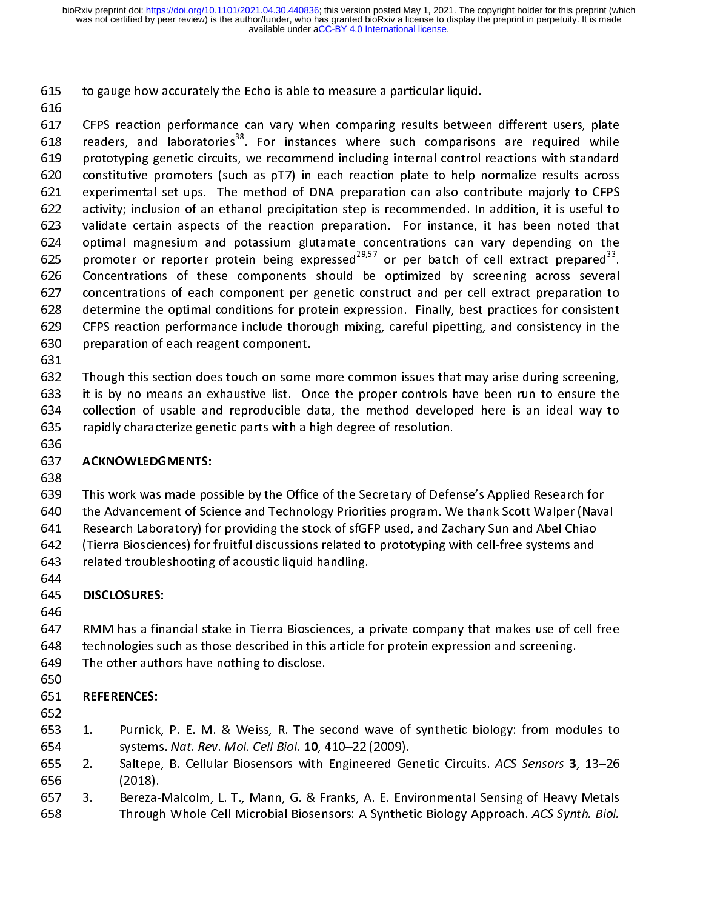to gauge how accurately the Echo is able to measure a particular liquid.

CFPS reaction performance can vary when comparing results between different users, plate readers, and laboratories[38]. For instances where such comparisons are required while prototyping genetic circuits, we recommend including internal control reactions with standard constitutive promoters (such as pT7) in each reaction plate to help normalize results across experimental set-ups. The method of DNA preparation can also contribute majorly to CFPS activity; inclusion of an ethanol precipitation step is recommended. In addition, it is useful to validate certain aspects of the reaction preparation. For instance, it has been noted that optimal magnesium and potassium glutamate concentrations can vary depending on the promoter or reporter protein being expressed[29,57] or per batch of cell extract prepared[33]. Concentrations of these components should be optimized by screening across several concentrations of each component per genetic construct and per cell extract preparation to determine the optimal conditions for protein expression. Finally, best practices for consistent CFPS reaction performance include thorough mixing, careful pipetting, and consistency in the preparation of each reagent component.

Though this section does touch on some more common issues that may arise during screening, it is by no means an exhaustive list. Once the proper controls have been run to ensure the collection of usable and reproducible data, the method developed here is an ideal way to rapidly characterize genetic parts with a high degree of resolution.

## ACKNOWLEDGMENTS:

This work was made possible by the Office of the Secretary of Defense's Applied Research for the Advancement of Science and Technology Priorities program. We thank Scott Walper (Naval Research Laboratory) for providing the stock of sfGFP used, and Zachary Sun and Abel Chiao (Tierra Biosciences) for fruitful discussions related to prototyping with cell-free systems and related troubleshooting of acoustic liquid handling.

## DISCLOSURES:

RMM has a financial stake in Tierra Biosciences, a private company that makes use of cell-free technologies such as those described in this article for protein expression and screening. The other authors have nothing to disclose.

## REFERENCES:

1. Purnick, P. E. M. & Weiss, R. The second wave of synthetic biology: from modules to systems. *Nat. Rev. Mol. Cell Biol.* **10**, 410–22 (2009).
2. Saltepe, B. Cellular Biosensors with Engineered Genetic Circuits. *ACS Sensors* **3**, 13–26 (2018).
3. Bereza-Malcolm, L. T., Mann, G. & Franks, A. E. Environmental Sensing of Heavy Metals Through Whole Cell Microbial Biosensors: A Synthetic Biology Approach. *ACS Synth. Biol.*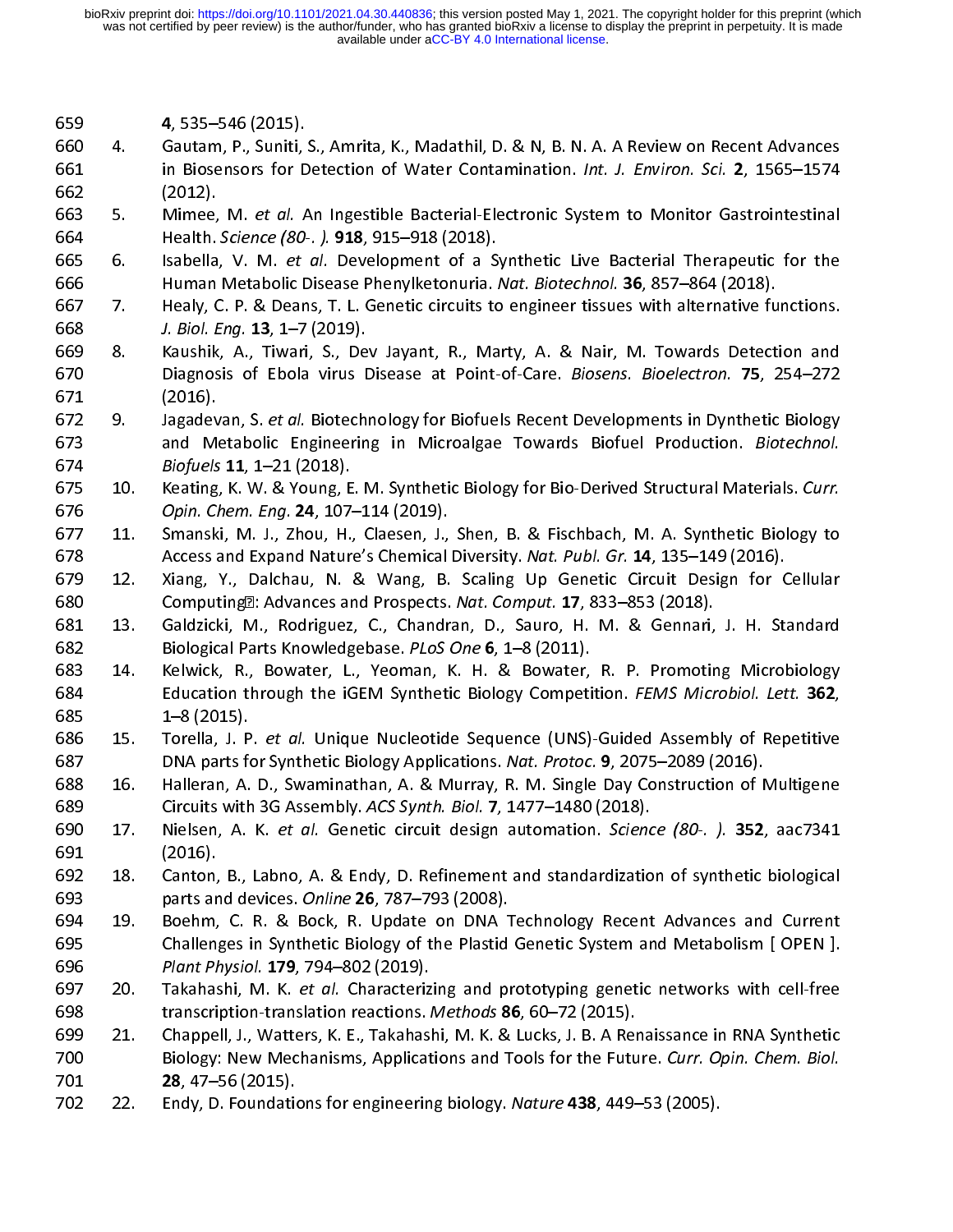4, 535–546 (2015).

4. Gautam, P., Suniti, S., Amrita, K., Madathil, D. & N, B. N. A. A Review on Recent Advances in Biosensors for Detection of Water Contamination. *Int. J. Environ. Sci.* **2**, 1565–1574 (2012).
5. Mimee, M. *et al.* An Ingestible Bacterial-Electronic System to Monitor Gastrointestinal Health. *Science (80-. ).* **918**, 915–918 (2018).
6. Isabella, V. M. *et al.* Development of a Synthetic Live Bacterial Therapeutic for the Human Metabolic Disease Phenylketonuria. *Nat. Biotechnol.* **36**, 857–864 (2018).
7. Healy, C. P. & Deans, T. L. Genetic circuits to engineer tissues with alternative functions. *J. Biol. Eng.* **13**, 1–7 (2019).
8. Kaushik, A., Tiwari, S., Dev Jayant, R., Marty, A. & Nair, M. Towards Detection and Diagnosis of Ebola virus Disease at Point-of-Care. *Biosens. Bioelectron.* **75**, 254–272 (2016).
9. Jagadevan, S. *et al.* Biotechnology for Biofuels Recent Developments in Dynthetic Biology and Metabolic Engineering in Microalgae Towards Biofuel Production. *Biotechnol. Biofuels* **11**, 1–21 (2018).
10. Keating, K. W. & Young, E. M. Synthetic Biology for Bio-Derived Structural Materials. *Curr. Opin. Chem. Eng.* **24**, 107–114 (2019).
11. Smanski, M. J., Zhou, H., Claesen, J., Shen, B. & Fischbach, M. A. Synthetic Biology to Access and Expand Nature's Chemical Diversity. *Nat. Publ. Gr.* **14**, 135–149 (2016).
12. Xiang, Y., Dalchau, N. & Wang, B. Scaling Up Genetic Circuit Design for Cellular Computing�: Advances and Prospects. *Nat. Comput.* **17**, 833–853 (2018).
13. Galdzicki, M., Rodriguez, C., Chandran, D., Sauro, H. M. & Gennari, J. H. Standard Biological Parts Knowledgebase. *PLoS One* **6**, 1–8 (2011).
14. Kelwick, R., Bowater, L., Yeoman, K. H. & Bowater, R. P. Promoting Microbiology Education through the iGEM Synthetic Biology Competition. *FEMS Microbiol. Lett.* **362**, 1–8 (2015).
15. Torella, J. P. *et al.* Unique Nucleotide Sequence (UNS)-Guided Assembly of Repetitive DNA parts for Synthetic Biology Applications. *Nat. Protoc.* **9**, 2075–2089 (2016).
16. Halleran, A. D., Swaminathan, A. & Murray, R. M. Single Day Construction of Multigene Circuits with 3G Assembly. *ACS Synth. Biol.* **7**, 1477–1480 (2018).
17. Nielsen, A. K. *et al.* Genetic circuit design automation. *Science (80-. ).* **352**, aac7341 (2016).
18. Canton, B., Labno, A. & Endy, D. Refinement and standardization of synthetic biological parts and devices. *Online* **26**, 787–793 (2008).
19. Boehm, C. R. & Bock, R. Update on DNA Technology Recent Advances and Current Challenges in Synthetic Biology of the Plastid Genetic System and Metabolism [ OPEN ]. *Plant Physiol.* **179**, 794–802 (2019).
20. Takahashi, M. K. *et al.* Characterizing and prototyping genetic networks with cell-free transcription-translation reactions. *Methods* **86**, 60–72 (2015).
21. Chappell, J., Watters, K. E., Takahashi, M. K. & Lucks, J. B. A Renaissance in RNA Synthetic Biology: New Mechanisms, Applications and Tools for the Future. *Curr. Opin. Chem. Biol.* **28**, 47–56 (2015).
22. Endy, D. Foundations for engineering biology. *Nature* **438**, 449–53 (2005).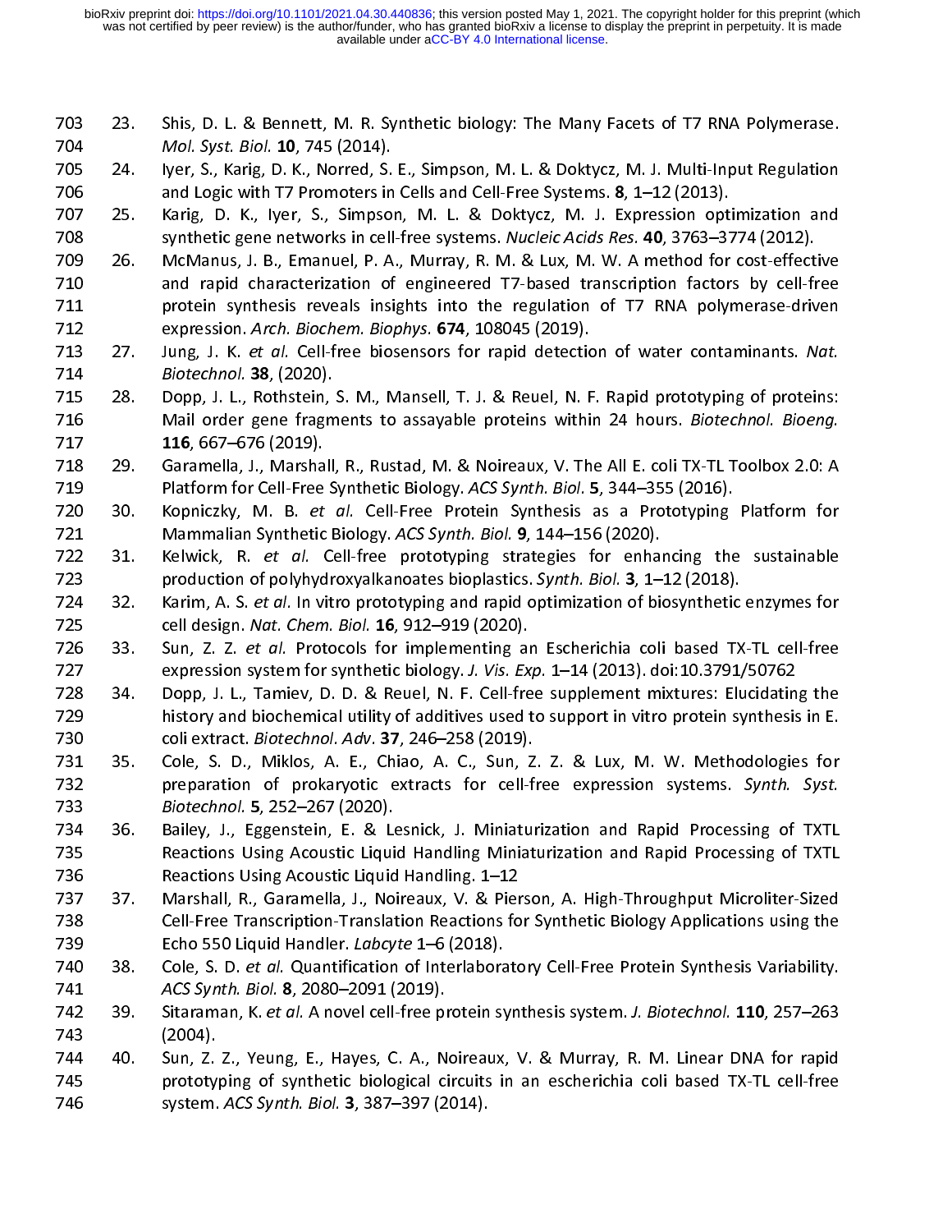23. Shis, D. L. & Bennett, M. R. Synthetic biology: The Many Facets of T7 RNA Polymerase. *Mol. Syst. Biol.* **10**, 745 (2014).
24. Iyer, S., Karig, D. K., Norred, S. E., Simpson, M. L. & Doktycz, M. J. Multi-Input Regulation and Logic with T7 Promoters in Cells and Cell-Free Systems. **8**, 1–12 (2013).
25. Karig, D. K., Iyer, S., Simpson, M. L. & Doktycz, M. J. Expression optimization and synthetic gene networks in cell-free systems. *Nucleic Acids Res.* **40**, 3763–3774 (2012).
26. McManus, J. B., Emanuel, P. A., Murray, R. M. & Lux, M. W. A method for cost-effective and rapid characterization of engineered T7-based transcription factors by cell-free protein synthesis reveals insights into the regulation of T7 RNA polymerase-driven expression. *Arch. Biochem. Biophys.* **674**, 108045 (2019).
27. Jung, J. K. *et al.* Cell-free biosensors for rapid detection of water contaminants. *Nat. Biotechnol.* **38**, (2020).
28. Dopp, J. L., Rothstein, S. M., Mansell, T. J. & Reuel, N. F. Rapid prototyping of proteins: Mail order gene fragments to assayable proteins within 24 hours. *Biotechnol. Bioeng.* **116**, 667–676 (2019).
29. Garamella, J., Marshall, R., Rustad, M. & Noireaux, V. The All E. coli TX-TL Toolbox 2.0: A Platform for Cell-Free Synthetic Biology. *ACS Synth. Biol.* **5**, 344–355 (2016).
30. Kopniczky, M. B. *et al.* Cell-Free Protein Synthesis as a Prototyping Platform for Mammalian Synthetic Biology. *ACS Synth. Biol.* **9**, 144–156 (2020).
31. Kelwick, R. *et al.* Cell-free prototyping strategies for enhancing the sustainable production of polyhydroxyalkanoates bioplastics. *Synth. Biol.* **3**, 1–12 (2018).
32. Karim, A. S. *et al.* In vitro prototyping and rapid optimization of biosynthetic enzymes for cell design. *Nat. Chem. Biol.* **16**, 912–919 (2020).
33. Sun, Z. Z. *et al.* Protocols for implementing an Escherichia coli based TX-TL cell-free expression system for synthetic biology. *J. Vis. Exp.* 1–14 (2013). doi:10.3791/50762
34. Dopp, J. L., Tamiev, D. D. & Reuel, N. F. Cell-free supplement mixtures: Elucidating the history and biochemical utility of additives used to support in vitro protein synthesis in E. coli extract. *Biotechnol. Adv.* **37**, 246–258 (2019).
35. Cole, S. D., Miklos, A. E., Chiao, A. C., Sun, Z. Z. & Lux, M. W. Methodologies for preparation of prokaryotic extracts for cell-free expression systems. *Synth. Syst. Biotechnol.* **5**, 252–267 (2020).
36. Bailey, J., Eggenstein, E. & Lesnick, J. Miniaturization and Rapid Processing of TXTL Reactions Using Acoustic Liquid Handling Miniaturization and Rapid Processing of TXTL Reactions Using Acoustic Liquid Handling. 1–12
37. Marshall, R., Garamella, J., Noireaux, V. & Pierson, A. High-Throughput Microliter-Sized Cell-Free Transcription-Translation Reactions for Synthetic Biology Applications using the Echo 550 Liquid Handler. *Labcyte* 1–6 (2018).
38. Cole, S. D. *et al.* Quantification of Interlaboratory Cell-Free Protein Synthesis Variability. *ACS Synth. Biol.* **8**, 2080–2091 (2019).
39. Sitaraman, K. *et al.* A novel cell-free protein synthesis system. *J. Biotechnol.* **110**, 257–263 (2004).
40. Sun, Z. Z., Yeung, E., Hayes, C. A., Noireaux, V. & Murray, R. M. Linear DNA for rapid prototyping of synthetic biological circuits in an escherichia coli based TX-TL cell-free system. *ACS Synth. Biol.* **3**, 387–397 (2014).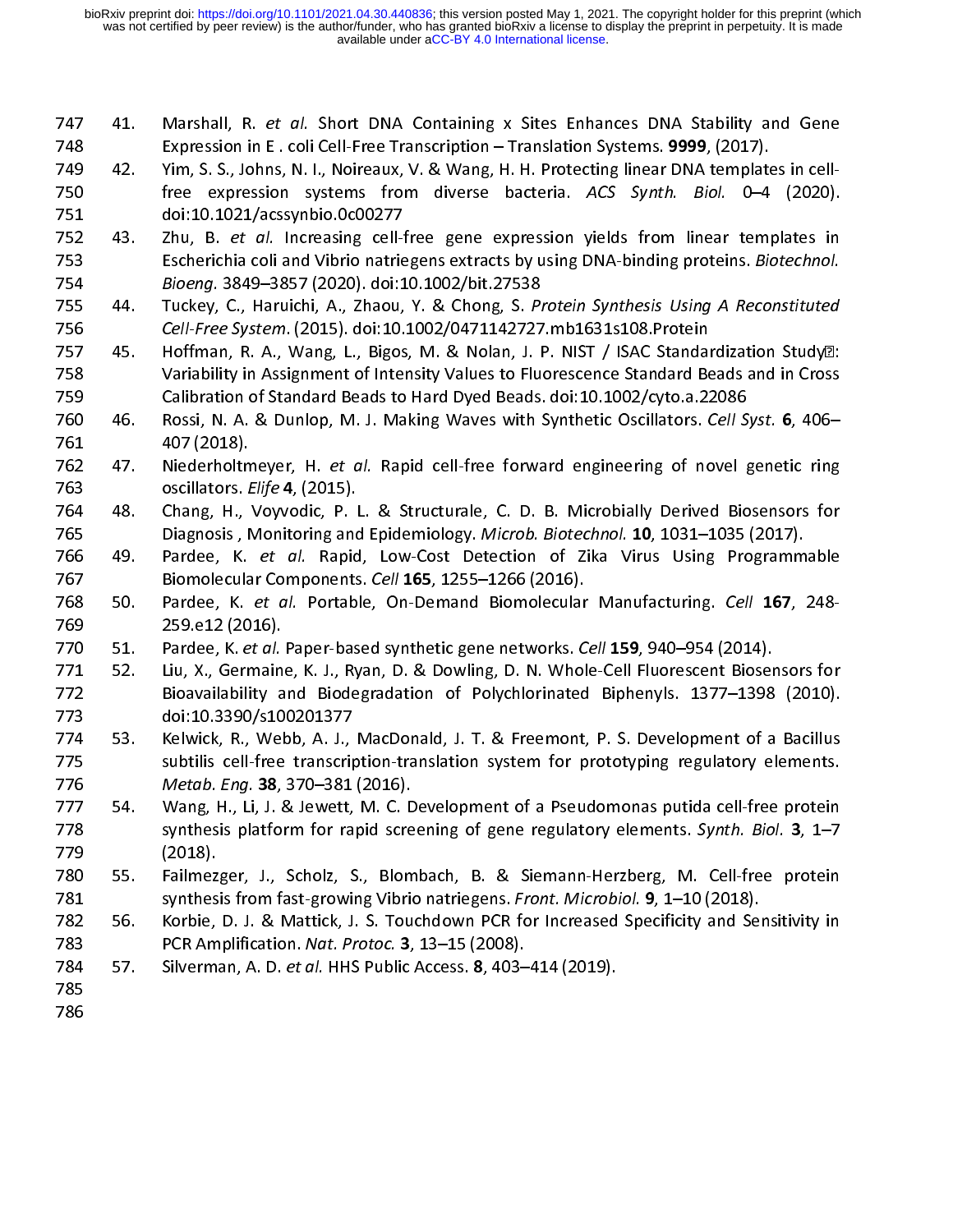41. Marshall, R. *et al.* Short DNA Containing x Sites Enhances DNA Stability and Gene Expression in E . coli Cell-Free Transcription – Translation Systems. **9999**, (2017).
42. Yim, S. S., Johns, N. I., Noireaux, V. & Wang, H. H. Protecting linear DNA templates in cell-free expression systems from diverse bacteria. *ACS Synth. Biol.* 0–4 (2020). doi:10.1021/acssynbio.0c00277
43. Zhu, B. *et al.* Increasing cell-free gene expression yields from linear templates in Escherichia coli and Vibrio natriegens extracts by using DNA-binding proteins. *Biotechnol. Bioeng.* 3849–3857 (2020). doi:10.1002/bit.27538
44. Tuckey, C., Haruichi, A., Zhaou, Y. & Chong, S. *Protein Synthesis Using A Reconstituted Cell-Free System*. (2015). doi:10.1002/0471142727.mb1631s108.Protein
45. Hoffman, R. A., Wang, L., Bigos, M. & Nolan, J. P. NIST / ISAC Standardization Study�: Variability in Assignment of Intensity Values to Fluorescence Standard Beads and in Cross Calibration of Standard Beads to Hard Dyed Beads. doi:10.1002/cyto.a.22086
46. Rossi, N. A. & Dunlop, M. J. Making Waves with Synthetic Oscillators. *Cell Syst.* **6**, 406–407 (2018).
47. Niederholtmeyer, H. *et al.* Rapid cell-free forward engineering of novel genetic ring oscillators. *Elife* **4**, (2015).
48. Chang, H., Voyvodic, P. L. & Structurale, C. D. B. Microbially Derived Biosensors for Diagnosis , Monitoring and Epidemiology. *Microb. Biotechnol.* **10**, 1031–1035 (2017).
49. Pardee, K. *et al.* Rapid, Low-Cost Detection of Zika Virus Using Programmable Biomolecular Components. *Cell* **165**, 1255–1266 (2016).
50. Pardee, K. *et al.* Portable, On-Demand Biomolecular Manufacturing. *Cell* **167**, 248-259.e12 (2016).
51. Pardee, K. *et al.* Paper-based synthetic gene networks. *Cell* **159**, 940–954 (2014).
52. Liu, X., Germaine, K. J., Ryan, D. & Dowling, D. N. Whole-Cell Fluorescent Biosensors for Bioavailability and Biodegradation of Polychlorinated Biphenyls. 1377–1398 (2010). doi:10.3390/s100201377
53. Kelwick, R., Webb, A. J., MacDonald, J. T. & Freemont, P. S. Development of a Bacillus subtilis cell-free transcription-translation system for prototyping regulatory elements. *Metab. Eng.* **38**, 370–381 (2016).
54. Wang, H., Li, J. & Jewett, M. C. Development of a Pseudomonas putida cell-free protein synthesis platform for rapid screening of gene regulatory elements. *Synth. Biol.* **3**, 1–7 (2018).
55. Failmezger, J., Scholz, S., Blombach, B. & Siemann-Herzberg, M. Cell-free protein synthesis from fast-growing Vibrio natriegens. *Front. Microbiol.* **9**, 1–10 (2018).
56. Korbie, D. J. & Mattick, J. S. Touchdown PCR for Increased Specificity and Sensitivity in PCR Amplification. *Nat. Protoc.* **3**, 13–15 (2008).
57. Silverman, A. D. *et al.* HHS Public Access. **8**, 403–414 (2019).